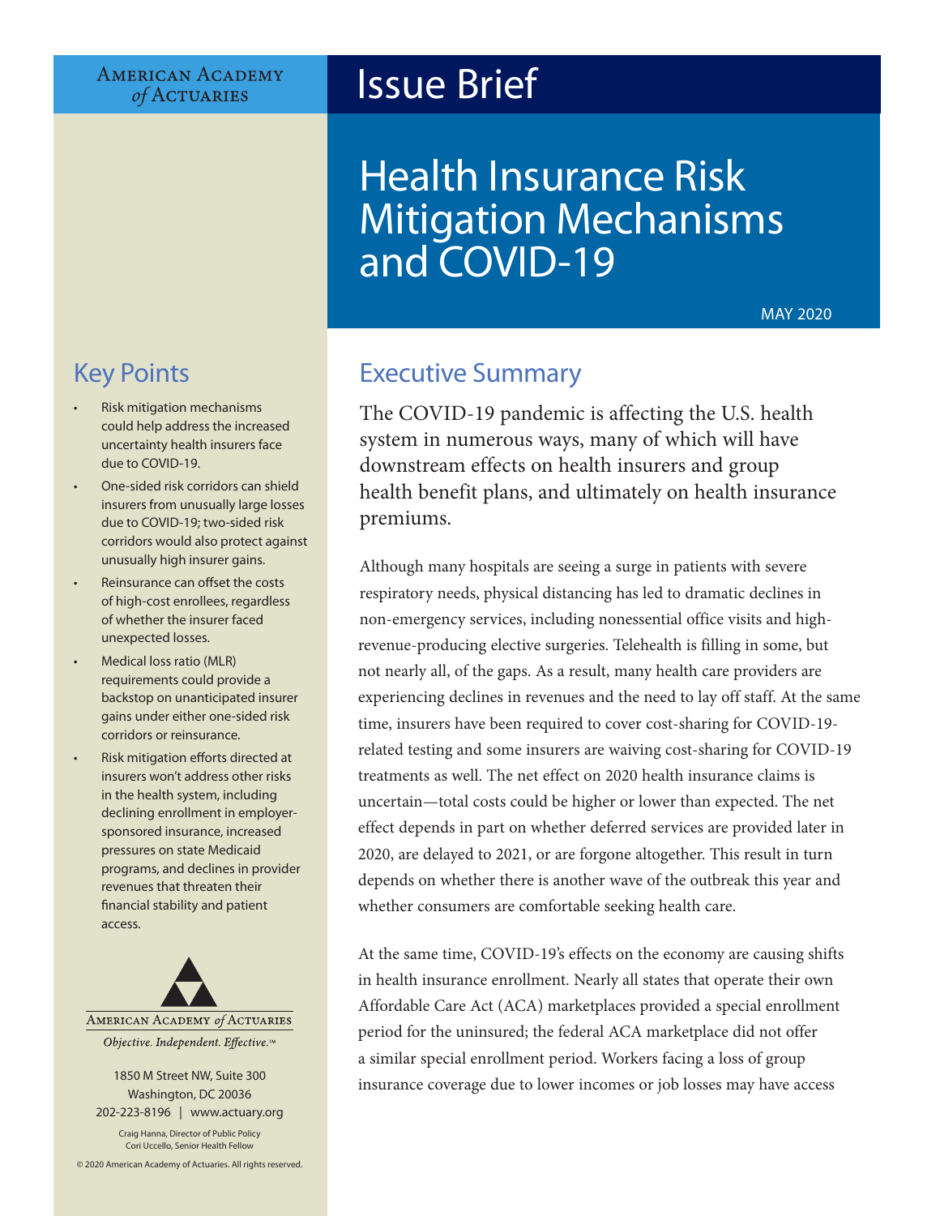AMERICAN ACADEMY *of* ACTUARIES

# Issue Brief

# Health Insurance Risk Mitigation Mechanisms and COVID-19

MAY 2020

## Key Points

- Risk mitigation mechanisms could help address the increased uncertainty health insurers face due to COVID-19.
- One-sided risk corridors can shield insurers from unusually large losses due to COVID-19; two-sided risk corridors would also protect against unusually high insurer gains.
- Reinsurance can offset the costs of high-cost enrollees, regardless of whether the insurer faced unexpected losses.
- Medical loss ratio (MLR) requirements could provide a backstop on unanticipated insurer gains under either one-sided risk corridors or reinsurance.
- Risk mitigation efforts directed at insurers won't address other risks in the health system, including declining enrollment in employer-sponsored insurance, increased pressures on state Medicaid programs, and declines in provider revenues that threaten their financial stability and patient access.

AMERICAN ACADEMY *of* ACTUARIES

*Objective. Independent. Effective.*™

1850 M Street NW, Suite 300
Washington, DC 20036
202-223-8196 | www.actuary.org

Craig Hanna, Director of Public Policy
Cori Uccello, Senior Health Fellow

© 2020 American Academy of Actuaries. All rights reserved.

## Executive Summary

The COVID-19 pandemic is affecting the U.S. health system in numerous ways, many of which will have downstream effects on health insurers and group health benefit plans, and ultimately on health insurance premiums.

Although many hospitals are seeing a surge in patients with severe respiratory needs, physical distancing has led to dramatic declines in non-emergency services, including nonessential office visits and high-revenue-producing elective surgeries. Telehealth is filling in some, but not nearly all, of the gaps. As a result, many health care providers are experiencing declines in revenues and the need to lay off staff. At the same time, insurers have been required to cover cost-sharing for COVID-19-related testing and some insurers are waiving cost-sharing for COVID-19 treatments as well. The net effect on 2020 health insurance claims is uncertain—total costs could be higher or lower than expected. The net effect depends in part on whether deferred services are provided later in 2020, are delayed to 2021, or are forgone altogether. This result in turn depends on whether there is another wave of the outbreak this year and whether consumers are comfortable seeking health care.

At the same time, COVID-19's effects on the economy are causing shifts in health insurance enrollment. Nearly all states that operate their own Affordable Care Act (ACA) marketplaces provided a special enrollment period for the uninsured; the federal ACA marketplace did not offer a similar special enrollment period. Workers facing a loss of group insurance coverage due to lower incomes or job losses may have access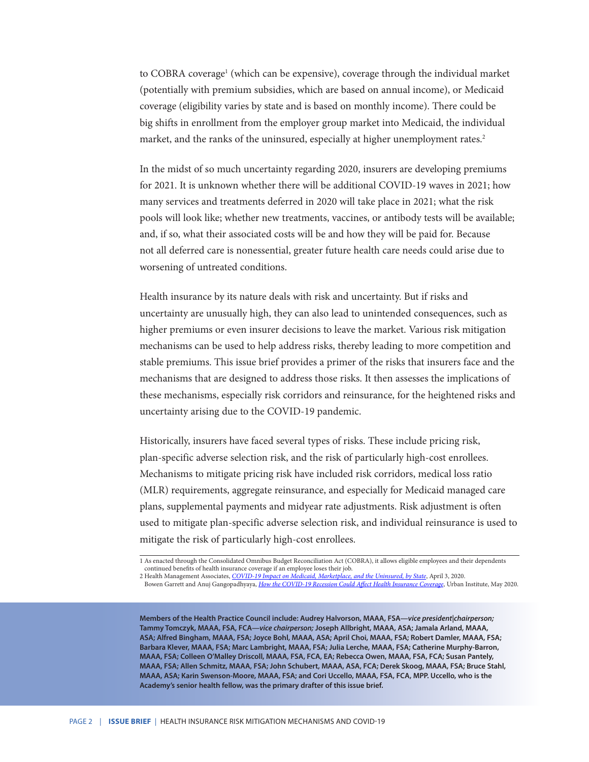to COBRA coverage[1] (which can be expensive), coverage through the individual market (potentially with premium subsidies, which are based on annual income), or Medicaid coverage (eligibility varies by state and is based on monthly income). There could be big shifts in enrollment from the employer group market into Medicaid, the individual market, and the ranks of the uninsured, especially at higher unemployment rates.[2]

In the midst of so much uncertainty regarding 2020, insurers are developing premiums for 2021. It is unknown whether there will be additional COVID-19 waves in 2021; how many services and treatments deferred in 2020 will take place in 2021; what the risk pools will look like; whether new treatments, vaccines, or antibody tests will be available; and, if so, what their associated costs will be and how they will be paid for. Because not all deferred care is nonessential, greater future health care needs could arise due to worsening of untreated conditions.

Health insurance by its nature deals with risk and uncertainty. But if risks and uncertainty are unusually high, they can also lead to unintended consequences, such as higher premiums or even insurer decisions to leave the market. Various risk mitigation mechanisms can be used to help address risks, thereby leading to more competition and stable premiums. This issue brief provides a primer of the risks that insurers face and the mechanisms that are designed to address those risks. It then assesses the implications of these mechanisms, especially risk corridors and reinsurance, for the heightened risks and uncertainty arising due to the COVID-19 pandemic.

Historically, insurers have faced several types of risks. These include pricing risk, plan-specific adverse selection risk, and the risk of particularly high-cost enrollees. Mechanisms to mitigate pricing risk have included risk corridors, medical loss ratio (MLR) requirements, aggregate reinsurance, and especially for Medicaid managed care plans, supplemental payments and midyear rate adjustments. Risk adjustment is often used to mitigate plan-specific adverse selection risk, and individual reinsurance is used to mitigate the risk of particularly high-cost enrollees.

1 As enacted through the Consolidated Omnibus Budget Reconciliation Act (COBRA), it allows eligible employees and their dependents continued benefits of health insurance coverage if an employee loses their job.

2 Health Management Associates, *COVID-19 Impact on Medicaid, Marketplace, and the Uninsured, by State*, April 3, 2020. Bowen Garrett and Anuj Gangopadhyaya, *How the COVID-19 Recession Could Affect Health Insurance Coverage*, Urban Institute, May 2020.

**Members of the Health Practice Council include: Audrey Halvorson, MAAA, FSA—*vice president|chairperson;* Tammy Tomczyk, MAAA, FSA, FCA—*vice chairperson;* Joseph Allbright, MAAA, ASA; Jamala Arland, MAAA, ASA; Alfred Bingham, MAAA, FSA; Joyce Bohl, MAAA, ASA; April Choi, MAAA, FSA; Robert Damler, MAAA, FSA; Barbara Klever, MAAA, FSA; Marc Lambright, MAAA, FSA; Julia Lerche, MAAA, FSA; Catherine Murphy-Barron, MAAA, FSA; Colleen O'Malley Driscoll, MAAA, FSA, FCA, EA; Rebecca Owen, MAAA, FSA, FCA; Susan Pantely, MAAA, FSA; Allen Schmitz, MAAA, FSA; John Schubert, MAAA, ASA, FCA; Derek Skoog, MAAA, FSA; Bruce Stahl, MAAA, ASA; Karin Swenson-Moore, MAAA, FSA; and Cori Uccello, MAAA, FSA, FCA, MPP. Uccello, who is the Academy's senior health fellow, was the primary drafter of this issue brief.**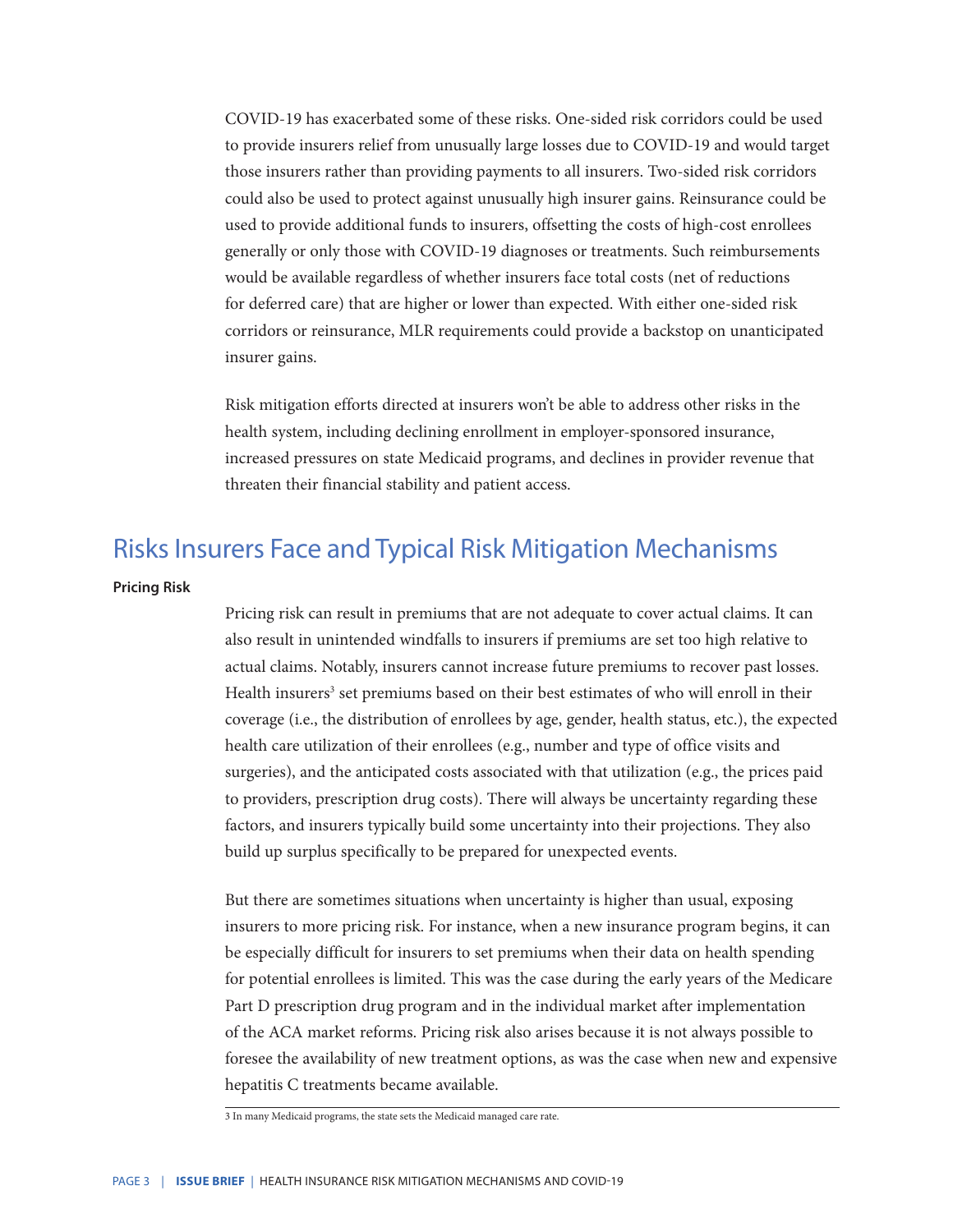COVID-19 has exacerbated some of these risks. One-sided risk corridors could be used to provide insurers relief from unusually large losses due to COVID-19 and would target those insurers rather than providing payments to all insurers. Two-sided risk corridors could also be used to protect against unusually high insurer gains. Reinsurance could be used to provide additional funds to insurers, offsetting the costs of high-cost enrollees generally or only those with COVID-19 diagnoses or treatments. Such reimbursements would be available regardless of whether insurers face total costs (net of reductions for deferred care) that are higher or lower than expected. With either one-sided risk corridors or reinsurance, MLR requirements could provide a backstop on unanticipated insurer gains.

Risk mitigation efforts directed at insurers won't be able to address other risks in the health system, including declining enrollment in employer-sponsored insurance, increased pressures on state Medicaid programs, and declines in provider revenue that threaten their financial stability and patient access.

## Risks Insurers Face and Typical Risk Mitigation Mechanisms

**Pricing Risk**

Pricing risk can result in premiums that are not adequate to cover actual claims. It can also result in unintended windfalls to insurers if premiums are set too high relative to actual claims. Notably, insurers cannot increase future premiums to recover past losses. Health insurers[3] set premiums based on their best estimates of who will enroll in their coverage (i.e., the distribution of enrollees by age, gender, health status, etc.), the expected health care utilization of their enrollees (e.g., number and type of office visits and surgeries), and the anticipated costs associated with that utilization (e.g., the prices paid to providers, prescription drug costs). There will always be uncertainty regarding these factors, and insurers typically build some uncertainty into their projections. They also build up surplus specifically to be prepared for unexpected events.

But there are sometimes situations when uncertainty is higher than usual, exposing insurers to more pricing risk. For instance, when a new insurance program begins, it can be especially difficult for insurers to set premiums when their data on health spending for potential enrollees is limited. This was the case during the early years of the Medicare Part D prescription drug program and in the individual market after implementation of the ACA market reforms. Pricing risk also arises because it is not always possible to foresee the availability of new treatment options, as was the case when new and expensive hepatitis C treatments became available.

3 In many Medicaid programs, the state sets the Medicaid managed care rate.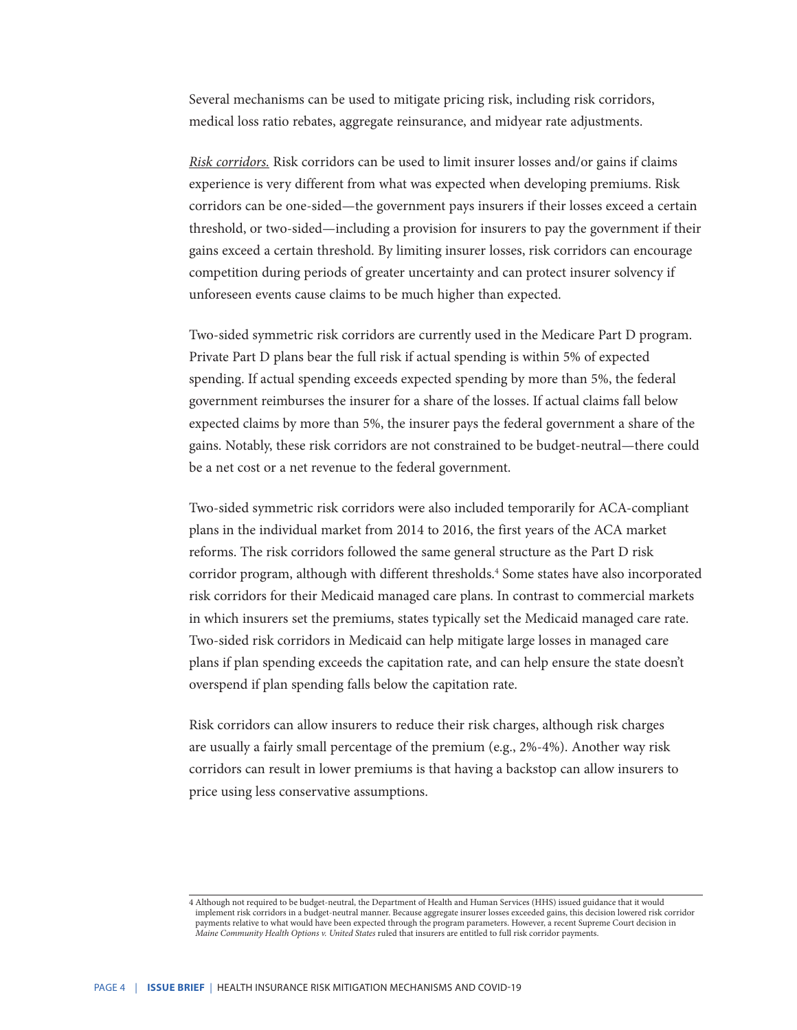Several mechanisms can be used to mitigate pricing risk, including risk corridors, medical loss ratio rebates, aggregate reinsurance, and midyear rate adjustments.

*Risk corridors.* Risk corridors can be used to limit insurer losses and/or gains if claims experience is very different from what was expected when developing premiums. Risk corridors can be one-sided—the government pays insurers if their losses exceed a certain threshold, or two-sided—including a provision for insurers to pay the government if their gains exceed a certain threshold. By limiting insurer losses, risk corridors can encourage competition during periods of greater uncertainty and can protect insurer solvency if unforeseen events cause claims to be much higher than expected.

Two-sided symmetric risk corridors are currently used in the Medicare Part D program. Private Part D plans bear the full risk if actual spending is within 5% of expected spending. If actual spending exceeds expected spending by more than 5%, the federal government reimburses the insurer for a share of the losses. If actual claims fall below expected claims by more than 5%, the insurer pays the federal government a share of the gains. Notably, these risk corridors are not constrained to be budget-neutral—there could be a net cost or a net revenue to the federal government.

Two-sided symmetric risk corridors were also included temporarily for ACA-compliant plans in the individual market from 2014 to 2016, the first years of the ACA market reforms. The risk corridors followed the same general structure as the Part D risk corridor program, although with different thresholds.[4] Some states have also incorporated risk corridors for their Medicaid managed care plans. In contrast to commercial markets in which insurers set the premiums, states typically set the Medicaid managed care rate. Two-sided risk corridors in Medicaid can help mitigate large losses in managed care plans if plan spending exceeds the capitation rate, and can help ensure the state doesn't overspend if plan spending falls below the capitation rate.

Risk corridors can allow insurers to reduce their risk charges, although risk charges are usually a fairly small percentage of the premium (e.g., 2%-4%). Another way risk corridors can result in lower premiums is that having a backstop can allow insurers to price using less conservative assumptions.

4 Although not required to be budget-neutral, the Department of Health and Human Services (HHS) issued guidance that it would implement risk corridors in a budget-neutral manner. Because aggregate insurer losses exceeded gains, this decision lowered risk corridor payments relative to what would have been expected through the program parameters. However, a recent Supreme Court decision in *Maine Community Health Options v. United States* ruled that insurers are entitled to full risk corridor payments.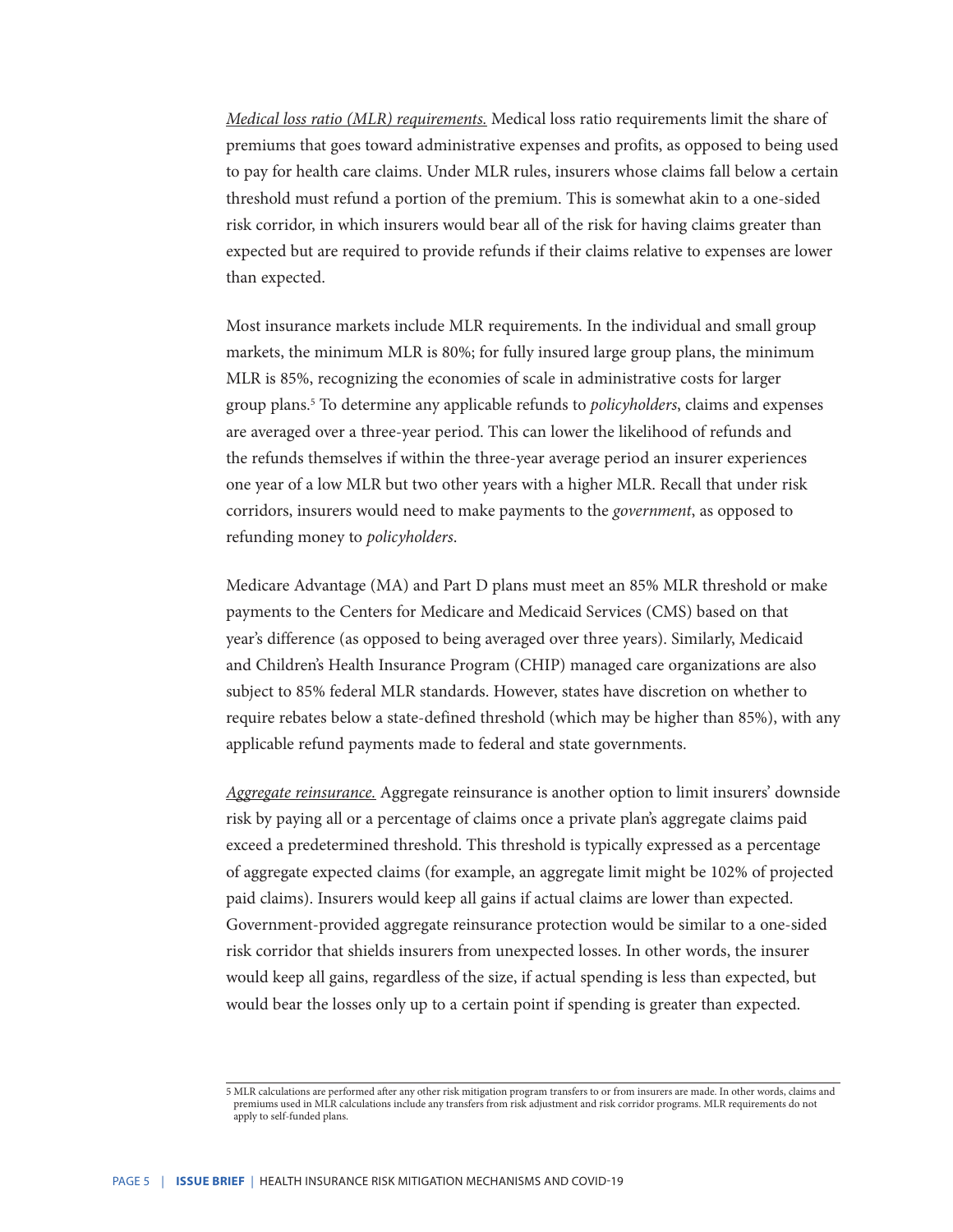*Medical loss ratio (MLR) requirements.* Medical loss ratio requirements limit the share of premiums that goes toward administrative expenses and profits, as opposed to being used to pay for health care claims. Under MLR rules, insurers whose claims fall below a certain threshold must refund a portion of the premium. This is somewhat akin to a one-sided risk corridor, in which insurers would bear all of the risk for having claims greater than expected but are required to provide refunds if their claims relative to expenses are lower than expected.

Most insurance markets include MLR requirements. In the individual and small group markets, the minimum MLR is 80%; for fully insured large group plans, the minimum MLR is 85%, recognizing the economies of scale in administrative costs for larger group plans.[5] To determine any applicable refunds to *policyholders*, claims and expenses are averaged over a three-year period. This can lower the likelihood of refunds and the refunds themselves if within the three-year average period an insurer experiences one year of a low MLR but two other years with a higher MLR. Recall that under risk corridors, insurers would need to make payments to the *government*, as opposed to refunding money to *policyholders*.

Medicare Advantage (MA) and Part D plans must meet an 85% MLR threshold or make payments to the Centers for Medicare and Medicaid Services (CMS) based on that year's difference (as opposed to being averaged over three years). Similarly, Medicaid and Children's Health Insurance Program (CHIP) managed care organizations are also subject to 85% federal MLR standards. However, states have discretion on whether to require rebates below a state-defined threshold (which may be higher than 85%), with any applicable refund payments made to federal and state governments.

*Aggregate reinsurance.* Aggregate reinsurance is another option to limit insurers' downside risk by paying all or a percentage of claims once a private plan's aggregate claims paid exceed a predetermined threshold. This threshold is typically expressed as a percentage of aggregate expected claims (for example, an aggregate limit might be 102% of projected paid claims). Insurers would keep all gains if actual claims are lower than expected. Government-provided aggregate reinsurance protection would be similar to a one-sided risk corridor that shields insurers from unexpected losses. In other words, the insurer would keep all gains, regardless of the size, if actual spending is less than expected, but would bear the losses only up to a certain point if spending is greater than expected.

---

5 MLR calculations are performed after any other risk mitigation program transfers to or from insurers are made. In other words, claims and premiums used in MLR calculations include any transfers from risk adjustment and risk corridor programs. MLR requirements do not apply to self-funded plans.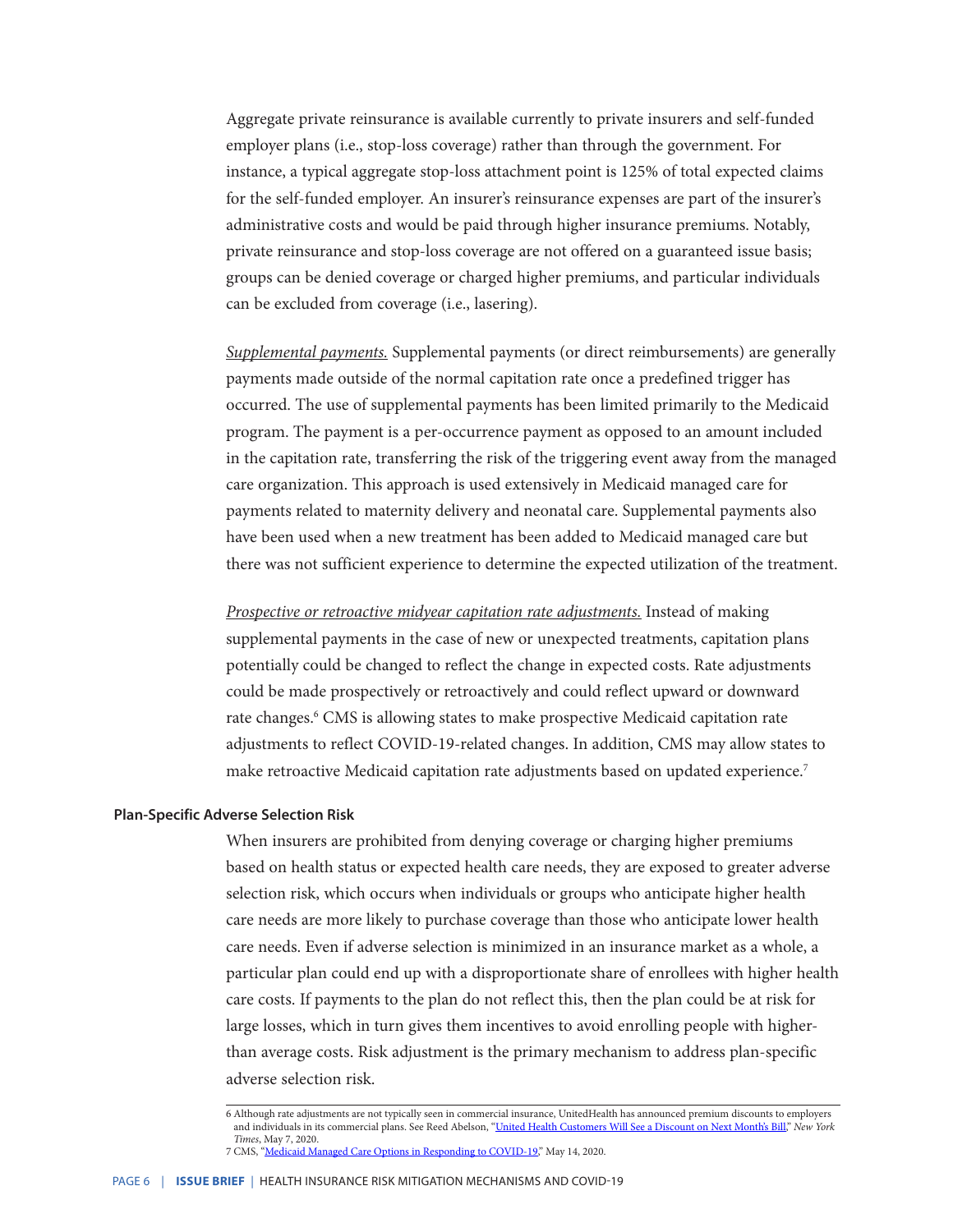Aggregate private reinsurance is available currently to private insurers and self-funded employer plans (i.e., stop-loss coverage) rather than through the government. For instance, a typical aggregate stop-loss attachment point is 125% of total expected claims for the self-funded employer. An insurer's reinsurance expenses are part of the insurer's administrative costs and would be paid through higher insurance premiums. Notably, private reinsurance and stop-loss coverage are not offered on a guaranteed issue basis; groups can be denied coverage or charged higher premiums, and particular individuals can be excluded from coverage (i.e., lasering).

*Supplemental payments.* Supplemental payments (or direct reimbursements) are generally payments made outside of the normal capitation rate once a predefined trigger has occurred. The use of supplemental payments has been limited primarily to the Medicaid program. The payment is a per-occurrence payment as opposed to an amount included in the capitation rate, transferring the risk of the triggering event away from the managed care organization. This approach is used extensively in Medicaid managed care for payments related to maternity delivery and neonatal care. Supplemental payments also have been used when a new treatment has been added to Medicaid managed care but there was not sufficient experience to determine the expected utilization of the treatment.

*Prospective or retroactive midyear capitation rate adjustments.* Instead of making supplemental payments in the case of new or unexpected treatments, capitation plans potentially could be changed to reflect the change in expected costs. Rate adjustments could be made prospectively or retroactively and could reflect upward or downward rate changes.[6] CMS is allowing states to make prospective Medicaid capitation rate adjustments to reflect COVID-19-related changes. In addition, CMS may allow states to make retroactive Medicaid capitation rate adjustments based on updated experience.[7]

**Plan-Specific Adverse Selection Risk**

When insurers are prohibited from denying coverage or charging higher premiums based on health status or expected health care needs, they are exposed to greater adverse selection risk, which occurs when individuals or groups who anticipate higher health care needs are more likely to purchase coverage than those who anticipate lower health care needs. Even if adverse selection is minimized in an insurance market as a whole, a particular plan could end up with a disproportionate share of enrollees with higher health care costs. If payments to the plan do not reflect this, then the plan could be at risk for large losses, which in turn gives them incentives to avoid enrolling people with higher-than average costs. Risk adjustment is the primary mechanism to address plan-specific adverse selection risk.

---

6 Although rate adjustments are not typically seen in commercial insurance, UnitedHealth has announced premium discounts to employers and individuals in its commercial plans. See Reed Abelson, "United Health Customers Will See a Discount on Next Month's Bill," *New York Times*, May 7, 2020.

7 CMS, "Medicaid Managed Care Options in Responding to COVID-19," May 14, 2020.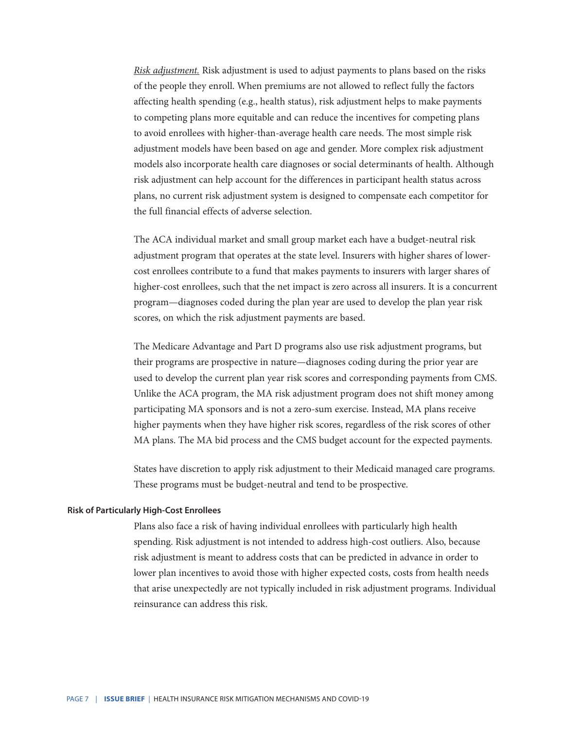*Risk adjustment.* Risk adjustment is used to adjust payments to plans based on the risks of the people they enroll. When premiums are not allowed to reflect fully the factors affecting health spending (e.g., health status), risk adjustment helps to make payments to competing plans more equitable and can reduce the incentives for competing plans to avoid enrollees with higher-than-average health care needs. The most simple risk adjustment models have been based on age and gender. More complex risk adjustment models also incorporate health care diagnoses or social determinants of health. Although risk adjustment can help account for the differences in participant health status across plans, no current risk adjustment system is designed to compensate each competitor for the full financial effects of adverse selection.

The ACA individual market and small group market each have a budget-neutral risk adjustment program that operates at the state level. Insurers with higher shares of lower-cost enrollees contribute to a fund that makes payments to insurers with larger shares of higher-cost enrollees, such that the net impact is zero across all insurers. It is a concurrent program—diagnoses coded during the plan year are used to develop the plan year risk scores, on which the risk adjustment payments are based.

The Medicare Advantage and Part D programs also use risk adjustment programs, but their programs are prospective in nature—diagnoses coding during the prior year are used to develop the current plan year risk scores and corresponding payments from CMS. Unlike the ACA program, the MA risk adjustment program does not shift money among participating MA sponsors and is not a zero-sum exercise. Instead, MA plans receive higher payments when they have higher risk scores, regardless of the risk scores of other MA plans. The MA bid process and the CMS budget account for the expected payments.

States have discretion to apply risk adjustment to their Medicaid managed care programs. These programs must be budget-neutral and tend to be prospective.

### Risk of Particularly High-Cost Enrollees

Plans also face a risk of having individual enrollees with particularly high health spending. Risk adjustment is not intended to address high-cost outliers. Also, because risk adjustment is meant to address costs that can be predicted in advance in order to lower plan incentives to avoid those with higher expected costs, costs from health needs that arise unexpectedly are not typically included in risk adjustment programs. Individual reinsurance can address this risk.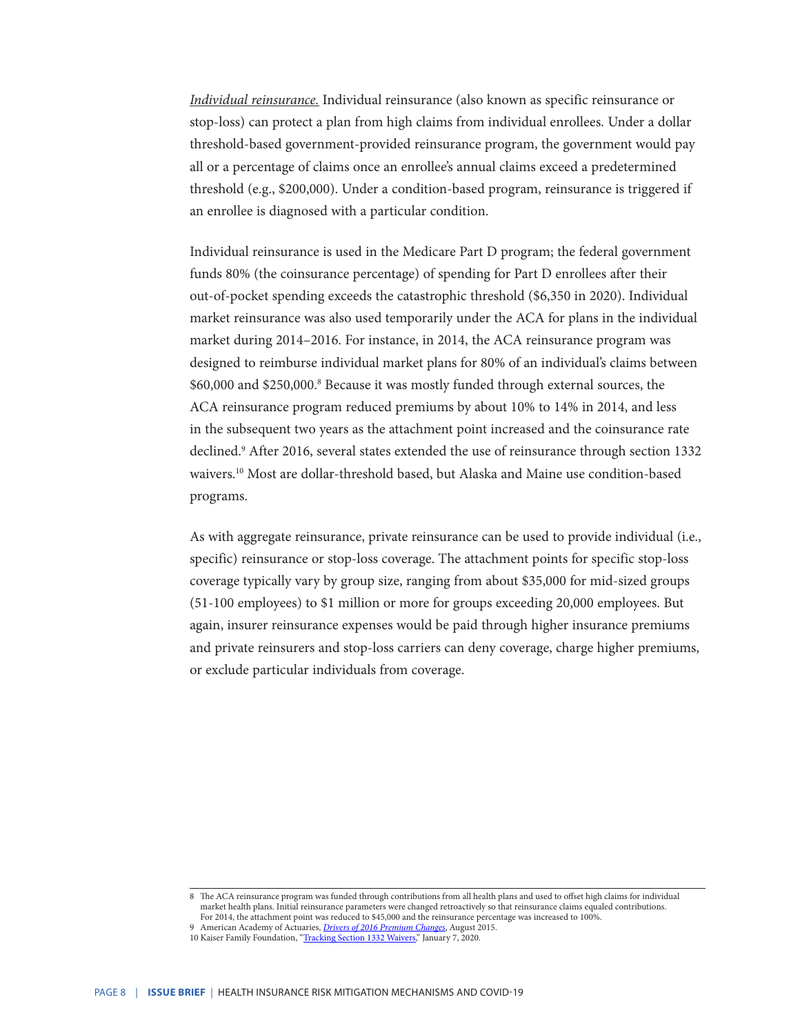*Individual reinsurance.* Individual reinsurance (also known as specific reinsurance or stop-loss) can protect a plan from high claims from individual enrollees. Under a dollar threshold-based government-provided reinsurance program, the government would pay all or a percentage of claims once an enrollee's annual claims exceed a predetermined threshold (e.g., $200,000). Under a condition-based program, reinsurance is triggered if an enrollee is diagnosed with a particular condition.

Individual reinsurance is used in the Medicare Part D program; the federal government funds 80% (the coinsurance percentage) of spending for Part D enrollees after their out-of-pocket spending exceeds the catastrophic threshold ($6,350 in 2020). Individual market reinsurance was also used temporarily under the ACA for plans in the individual market during 2014–2016. For instance, in 2014, the ACA reinsurance program was designed to reimburse individual market plans for 80% of an individual's claims between $60,000 and $250,000.[8] Because it was mostly funded through external sources, the ACA reinsurance program reduced premiums by about 10% to 14% in 2014, and less in the subsequent two years as the attachment point increased and the coinsurance rate declined.[9] After 2016, several states extended the use of reinsurance through section 1332 waivers.[10] Most are dollar-threshold based, but Alaska and Maine use condition-based programs.

As with aggregate reinsurance, private reinsurance can be used to provide individual (i.e., specific) reinsurance or stop-loss coverage. The attachment points for specific stop-loss coverage typically vary by group size, ranging from about $35,000 for mid-sized groups (51-100 employees) to $1 million or more for groups exceeding 20,000 employees. But again, insurer reinsurance expenses would be paid through higher insurance premiums and private reinsurers and stop-loss carriers can deny coverage, charge higher premiums, or exclude particular individuals from coverage.

---

8 The ACA reinsurance program was funded through contributions from all health plans and used to offset high claims for individual market health plans. Initial reinsurance parameters were changed retroactively so that reinsurance claims equaled contributions. For 2014, the attachment point was reduced to $45,000 and the reinsurance percentage was increased to 100%.

9 American Academy of Actuaries, *Drivers of 2016 Premium Changes*, August 2015.

10 Kaiser Family Foundation, "Tracking Section 1332 Waivers," January 7, 2020.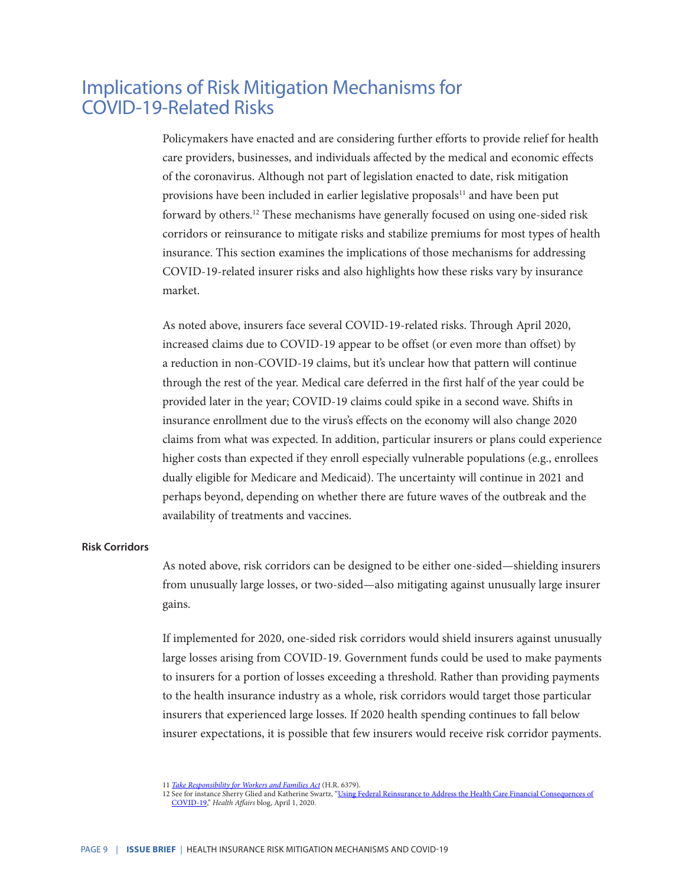# Implications of Risk Mitigation Mechanisms for COVID-19-Related Risks

Policymakers have enacted and are considering further efforts to provide relief for health care providers, businesses, and individuals affected by the medical and economic effects of the coronavirus. Although not part of legislation enacted to date, risk mitigation provisions have been included in earlier legislative proposals[11] and have been put forward by others.[12] These mechanisms have generally focused on using one-sided risk corridors or reinsurance to mitigate risks and stabilize premiums for most types of health insurance. This section examines the implications of those mechanisms for addressing COVID-19-related insurer risks and also highlights how these risks vary by insurance market.

As noted above, insurers face several COVID-19-related risks. Through April 2020, increased claims due to COVID-19 appear to be offset (or even more than offset) by a reduction in non-COVID-19 claims, but it's unclear how that pattern will continue through the rest of the year. Medical care deferred in the first half of the year could be provided later in the year; COVID-19 claims could spike in a second wave. Shifts in insurance enrollment due to the virus's effects on the economy will also change 2020 claims from what was expected. In addition, particular insurers or plans could experience higher costs than expected if they enroll especially vulnerable populations (e.g., enrollees dually eligible for Medicare and Medicaid). The uncertainty will continue in 2021 and perhaps beyond, depending on whether there are future waves of the outbreak and the availability of treatments and vaccines.

### Risk Corridors

As noted above, risk corridors can be designed to be either one-sided—shielding insurers from unusually large losses, or two-sided—also mitigating against unusually large insurer gains.

If implemented for 2020, one-sided risk corridors would shield insurers against unusually large losses arising from COVID-19. Government funds could be used to make payments to insurers for a portion of losses exceeding a threshold. Rather than providing payments to the health insurance industry as a whole, risk corridors would target those particular insurers that experienced large losses. If 2020 health spending continues to fall below insurer expectations, it is possible that few insurers would receive risk corridor payments.

---

11 *Take Responsibility for Workers and Families Act* (H.R. 6379).

12 See for instance Sherry Glied and Katherine Swartz, "Using Federal Reinsurance to Address the Health Care Financial Consequences of COVID-19," *Health Affairs* blog, April 1, 2020.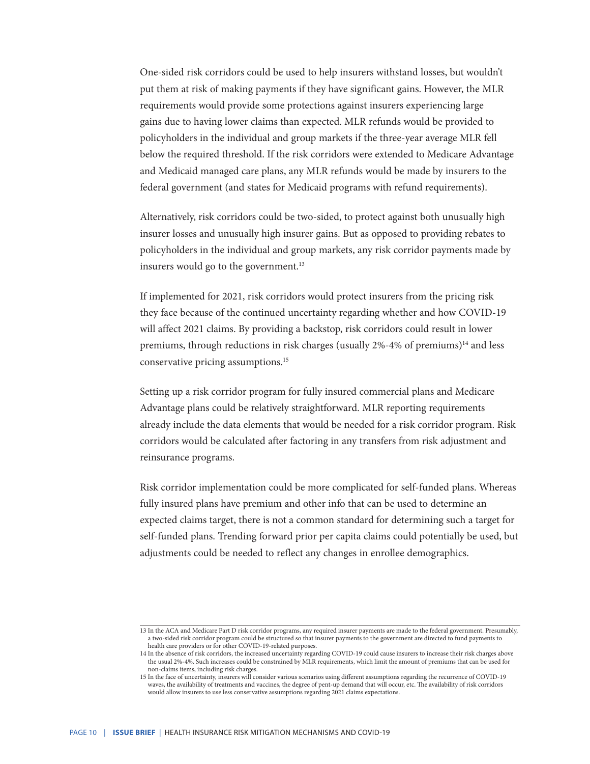One-sided risk corridors could be used to help insurers withstand losses, but wouldn't put them at risk of making payments if they have significant gains. However, the MLR requirements would provide some protections against insurers experiencing large gains due to having lower claims than expected. MLR refunds would be provided to policyholders in the individual and group markets if the three-year average MLR fell below the required threshold. If the risk corridors were extended to Medicare Advantage and Medicaid managed care plans, any MLR refunds would be made by insurers to the federal government (and states for Medicaid programs with refund requirements).

Alternatively, risk corridors could be two-sided, to protect against both unusually high insurer losses and unusually high insurer gains. But as opposed to providing rebates to policyholders in the individual and group markets, any risk corridor payments made by insurers would go to the government.[13]

If implemented for 2021, risk corridors would protect insurers from the pricing risk they face because of the continued uncertainty regarding whether and how COVID-19 will affect 2021 claims. By providing a backstop, risk corridors could result in lower premiums, through reductions in risk charges (usually 2%-4% of premiums)[14] and less conservative pricing assumptions.[15]

Setting up a risk corridor program for fully insured commercial plans and Medicare Advantage plans could be relatively straightforward. MLR reporting requirements already include the data elements that would be needed for a risk corridor program. Risk corridors would be calculated after factoring in any transfers from risk adjustment and reinsurance programs.

Risk corridor implementation could be more complicated for self-funded plans. Whereas fully insured plans have premium and other info that can be used to determine an expected claims target, there is not a common standard for determining such a target for self-funded plans. Trending forward prior per capita claims could potentially be used, but adjustments could be needed to reflect any changes in enrollee demographics.

---

13 In the ACA and Medicare Part D risk corridor programs, any required insurer payments are made to the federal government. Presumably, a two-sided risk corridor program could be structured so that insurer payments to the government are directed to fund payments to health care providers or for other COVID-19-related purposes.

14 In the absence of risk corridors, the increased uncertainty regarding COVID-19 could cause insurers to increase their risk charges above the usual 2%-4%. Such increases could be constrained by MLR requirements, which limit the amount of premiums that can be used for non-claims items, including risk charges.

15 In the face of uncertainty, insurers will consider various scenarios using different assumptions regarding the recurrence of COVID-19 waves, the availability of treatments and vaccines, the degree of pent-up demand that will occur, etc. The availability of risk corridors would allow insurers to use less conservative assumptions regarding 2021 claims expectations.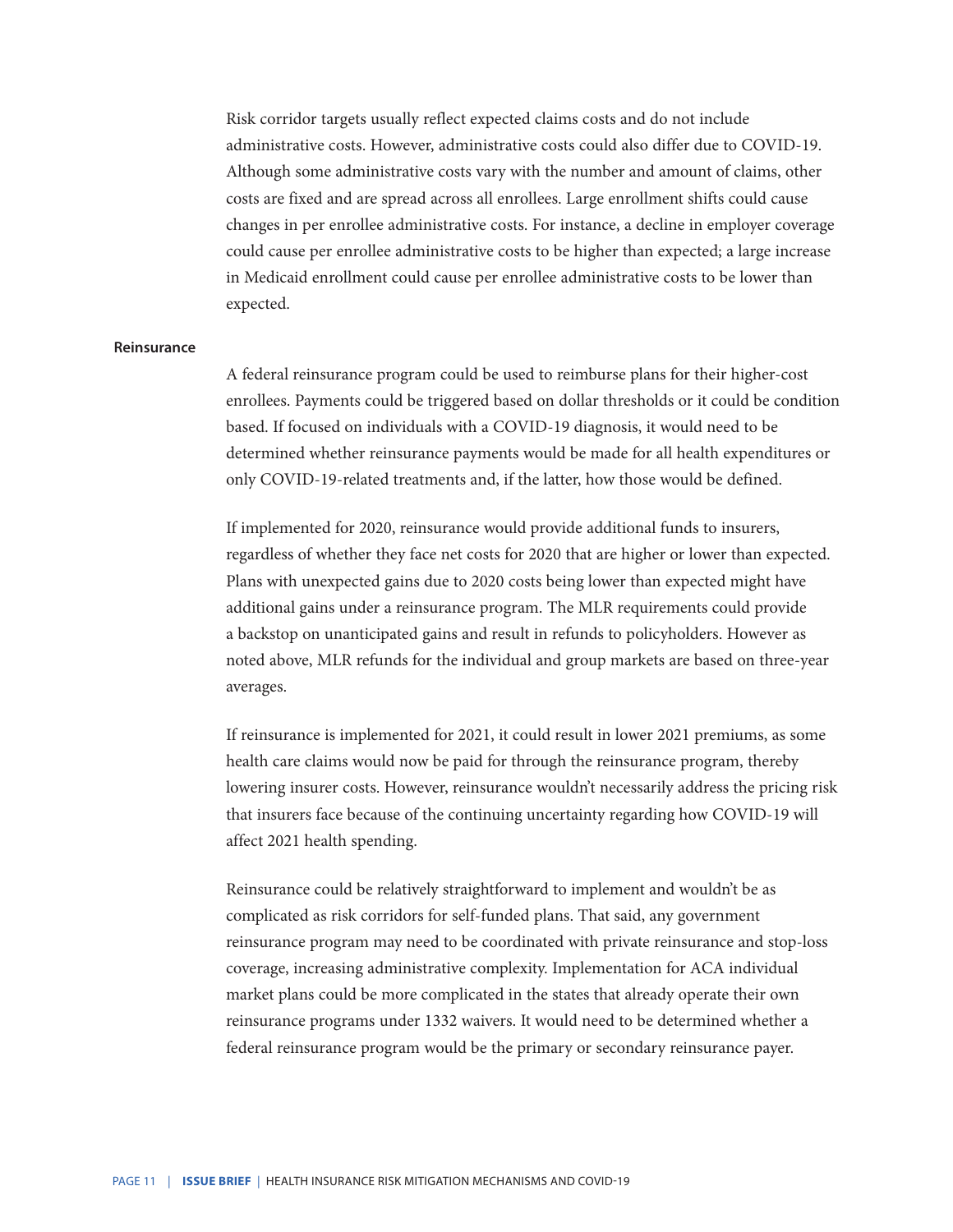Risk corridor targets usually reflect expected claims costs and do not include administrative costs. However, administrative costs could also differ due to COVID-19. Although some administrative costs vary with the number and amount of claims, other costs are fixed and are spread across all enrollees. Large enrollment shifts could cause changes in per enrollee administrative costs. For instance, a decline in employer coverage could cause per enrollee administrative costs to be higher than expected; a large increase in Medicaid enrollment could cause per enrollee administrative costs to be lower than expected.

### Reinsurance

A federal reinsurance program could be used to reimburse plans for their higher-cost enrollees. Payments could be triggered based on dollar thresholds or it could be condition based. If focused on individuals with a COVID-19 diagnosis, it would need to be determined whether reinsurance payments would be made for all health expenditures or only COVID-19-related treatments and, if the latter, how those would be defined.

If implemented for 2020, reinsurance would provide additional funds to insurers, regardless of whether they face net costs for 2020 that are higher or lower than expected. Plans with unexpected gains due to 2020 costs being lower than expected might have additional gains under a reinsurance program. The MLR requirements could provide a backstop on unanticipated gains and result in refunds to policyholders. However as noted above, MLR refunds for the individual and group markets are based on three-year averages.

If reinsurance is implemented for 2021, it could result in lower 2021 premiums, as some health care claims would now be paid for through the reinsurance program, thereby lowering insurer costs. However, reinsurance wouldn't necessarily address the pricing risk that insurers face because of the continuing uncertainty regarding how COVID-19 will affect 2021 health spending.

Reinsurance could be relatively straightforward to implement and wouldn't be as complicated as risk corridors for self-funded plans. That said, any government reinsurance program may need to be coordinated with private reinsurance and stop-loss coverage, increasing administrative complexity. Implementation for ACA individual market plans could be more complicated in the states that already operate their own reinsurance programs under 1332 waivers. It would need to be determined whether a federal reinsurance program would be the primary or secondary reinsurance payer.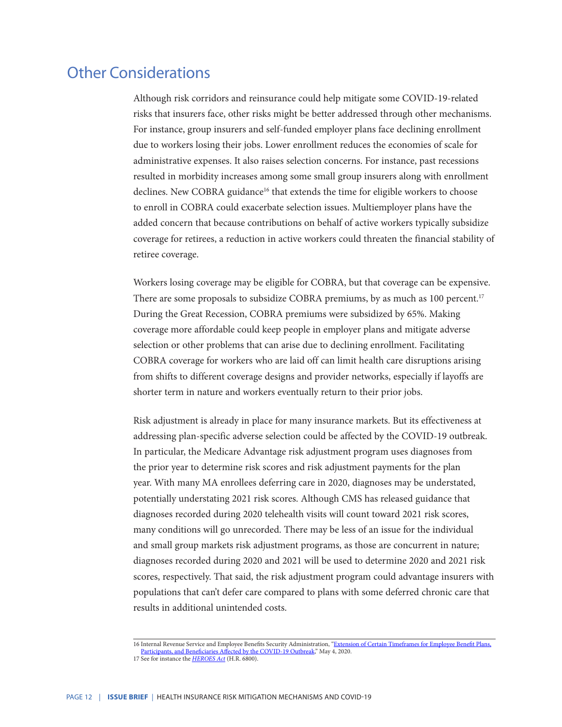## Other Considerations

Although risk corridors and reinsurance could help mitigate some COVID-19-related risks that insurers face, other risks might be better addressed through other mechanisms. For instance, group insurers and self-funded employer plans face declining enrollment due to workers losing their jobs. Lower enrollment reduces the economies of scale for administrative expenses. It also raises selection concerns. For instance, past recessions resulted in morbidity increases among some small group insurers along with enrollment declines. New COBRA guidance[16] that extends the time for eligible workers to choose to enroll in COBRA could exacerbate selection issues. Multiemployer plans have the added concern that because contributions on behalf of active workers typically subsidize coverage for retirees, a reduction in active workers could threaten the financial stability of retiree coverage.

Workers losing coverage may be eligible for COBRA, but that coverage can be expensive. There are some proposals to subsidize COBRA premiums, by as much as 100 percent.[17] During the Great Recession, COBRA premiums were subsidized by 65%. Making coverage more affordable could keep people in employer plans and mitigate adverse selection or other problems that can arise due to declining enrollment. Facilitating COBRA coverage for workers who are laid off can limit health care disruptions arising from shifts to different coverage designs and provider networks, especially if layoffs are shorter term in nature and workers eventually return to their prior jobs.

Risk adjustment is already in place for many insurance markets. But its effectiveness at addressing plan-specific adverse selection could be affected by the COVID-19 outbreak. In particular, the Medicare Advantage risk adjustment program uses diagnoses from the prior year to determine risk scores and risk adjustment payments for the plan year. With many MA enrollees deferring care in 2020, diagnoses may be understated, potentially understating 2021 risk scores. Although CMS has released guidance that diagnoses recorded during 2020 telehealth visits will count toward 2021 risk scores, many conditions will go unrecorded. There may be less of an issue for the individual and small group markets risk adjustment programs, as those are concurrent in nature; diagnoses recorded during 2020 and 2021 will be used to determine 2020 and 2021 risk scores, respectively. That said, the risk adjustment program could advantage insurers with populations that can't defer care compared to plans with some deferred chronic care that results in additional unintended costs.

---

16 Internal Revenue Service and Employee Benefits Security Administration, "Extension of Certain Timeframes for Employee Benefit Plans, Participants, and Beneficiaries Affected by the COVID-19 Outbreak," May 4, 2020.

17 See for instance the *HEROES Act* (H.R. 6800).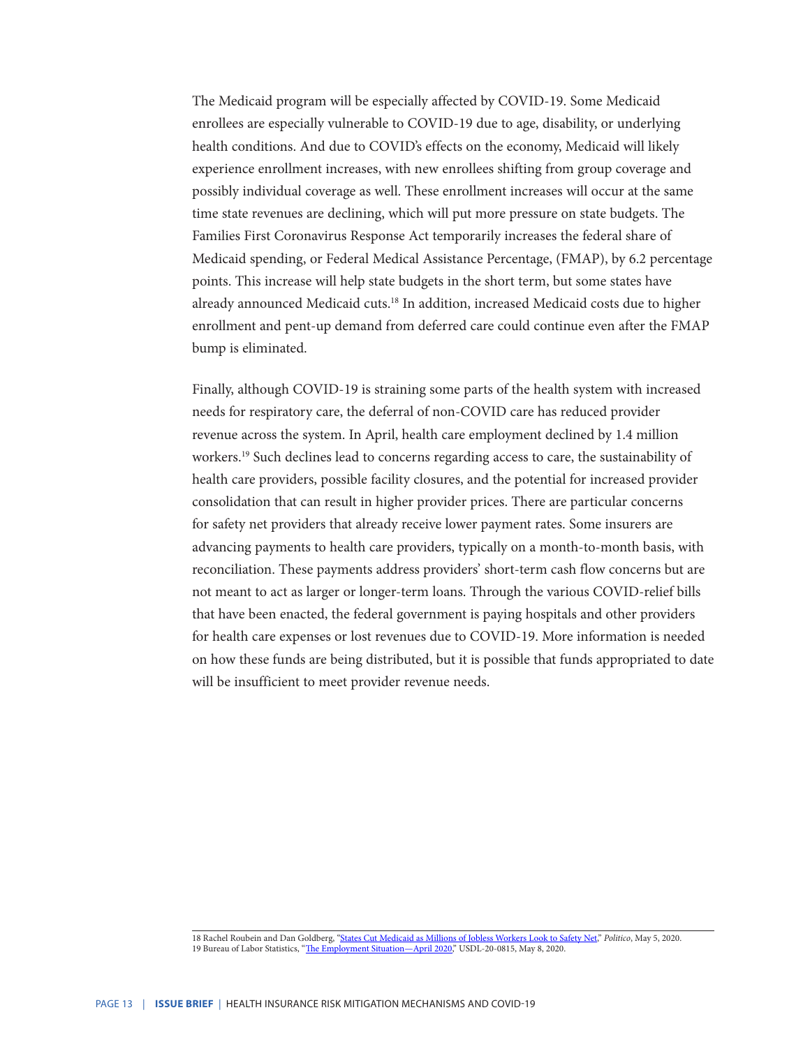The Medicaid program will be especially affected by COVID-19. Some Medicaid enrollees are especially vulnerable to COVID-19 due to age, disability, or underlying health conditions. And due to COVID's effects on the economy, Medicaid will likely experience enrollment increases, with new enrollees shifting from group coverage and possibly individual coverage as well. These enrollment increases will occur at the same time state revenues are declining, which will put more pressure on state budgets. The Families First Coronavirus Response Act temporarily increases the federal share of Medicaid spending, or Federal Medical Assistance Percentage, (FMAP), by 6.2 percentage points. This increase will help state budgets in the short term, but some states have already announced Medicaid cuts.[18] In addition, increased Medicaid costs due to higher enrollment and pent-up demand from deferred care could continue even after the FMAP bump is eliminated.

Finally, although COVID-19 is straining some parts of the health system with increased needs for respiratory care, the deferral of non-COVID care has reduced provider revenue across the system. In April, health care employment declined by 1.4 million workers.[19] Such declines lead to concerns regarding access to care, the sustainability of health care providers, possible facility closures, and the potential for increased provider consolidation that can result in higher provider prices. There are particular concerns for safety net providers that already receive lower payment rates. Some insurers are advancing payments to health care providers, typically on a month-to-month basis, with reconciliation. These payments address providers' short-term cash flow concerns but are not meant to act as larger or longer-term loans. Through the various COVID-relief bills that have been enacted, the federal government is paying hospitals and other providers for health care expenses or lost revenues due to COVID-19. More information is needed on how these funds are being distributed, but it is possible that funds appropriated to date will be insufficient to meet provider revenue needs.

---

18 Rachel Roubein and Dan Goldberg, "States Cut Medicaid as Millions of Jobless Workers Look to Safety Net," *Politico*, May 5, 2020.
19 Bureau of Labor Statistics, "The Employment Situation—April 2020," USDL-20-0815, May 8, 2020.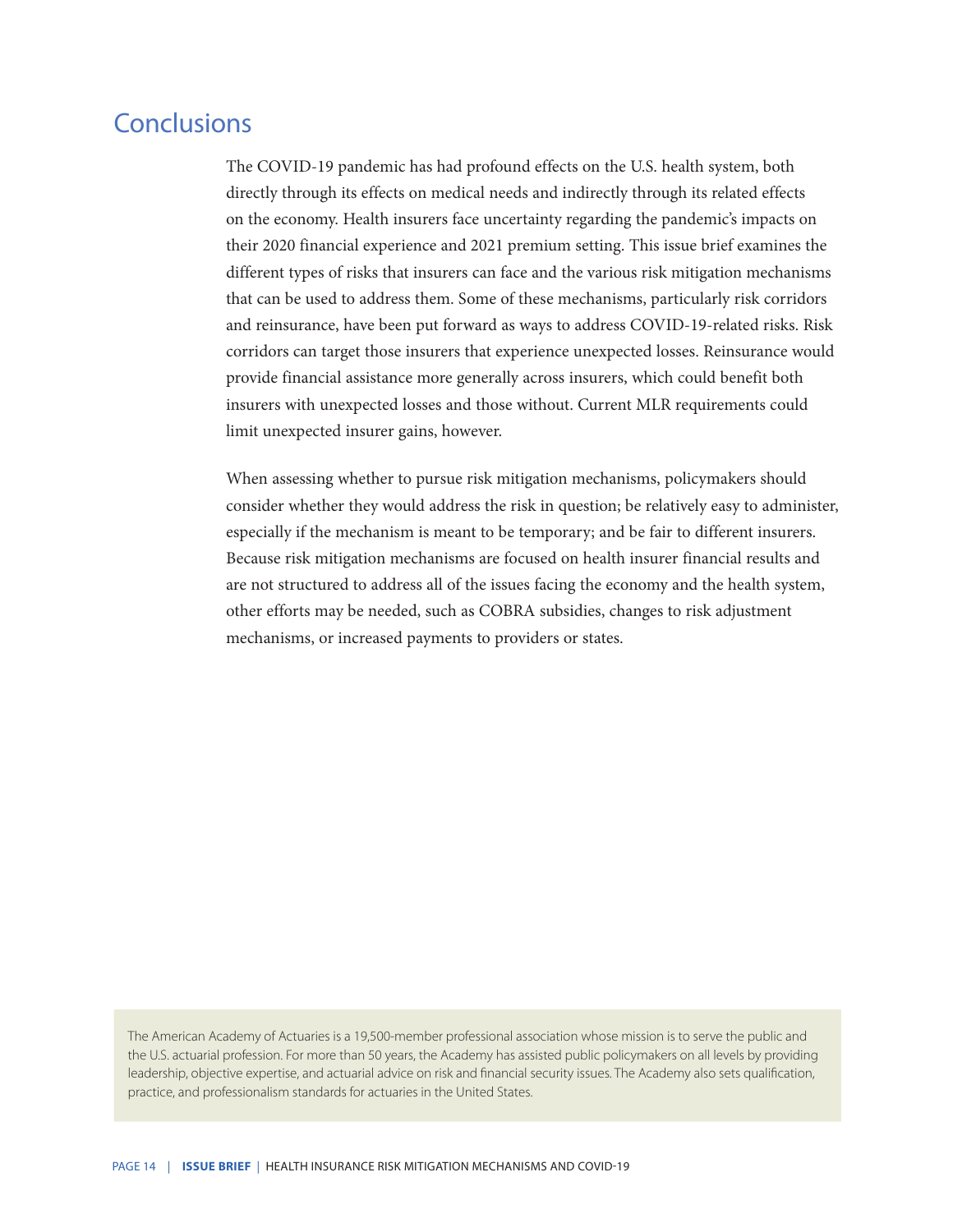## Conclusions

The COVID-19 pandemic has had profound effects on the U.S. health system, both directly through its effects on medical needs and indirectly through its related effects on the economy. Health insurers face uncertainty regarding the pandemic's impacts on their 2020 financial experience and 2021 premium setting. This issue brief examines the different types of risks that insurers can face and the various risk mitigation mechanisms that can be used to address them. Some of these mechanisms, particularly risk corridors and reinsurance, have been put forward as ways to address COVID-19-related risks. Risk corridors can target those insurers that experience unexpected losses. Reinsurance would provide financial assistance more generally across insurers, which could benefit both insurers with unexpected losses and those without. Current MLR requirements could limit unexpected insurer gains, however.

When assessing whether to pursue risk mitigation mechanisms, policymakers should consider whether they would address the risk in question; be relatively easy to administer, especially if the mechanism is meant to be temporary; and be fair to different insurers. Because risk mitigation mechanisms are focused on health insurer financial results and are not structured to address all of the issues facing the economy and the health system, other efforts may be needed, such as COBRA subsidies, changes to risk adjustment mechanisms, or increased payments to providers or states.

The American Academy of Actuaries is a 19,500-member professional association whose mission is to serve the public and the U.S. actuarial profession. For more than 50 years, the Academy has assisted public policymakers on all levels by providing leadership, objective expertise, and actuarial advice on risk and financial security issues. The Academy also sets qualification, practice, and professionalism standards for actuaries in the United States.